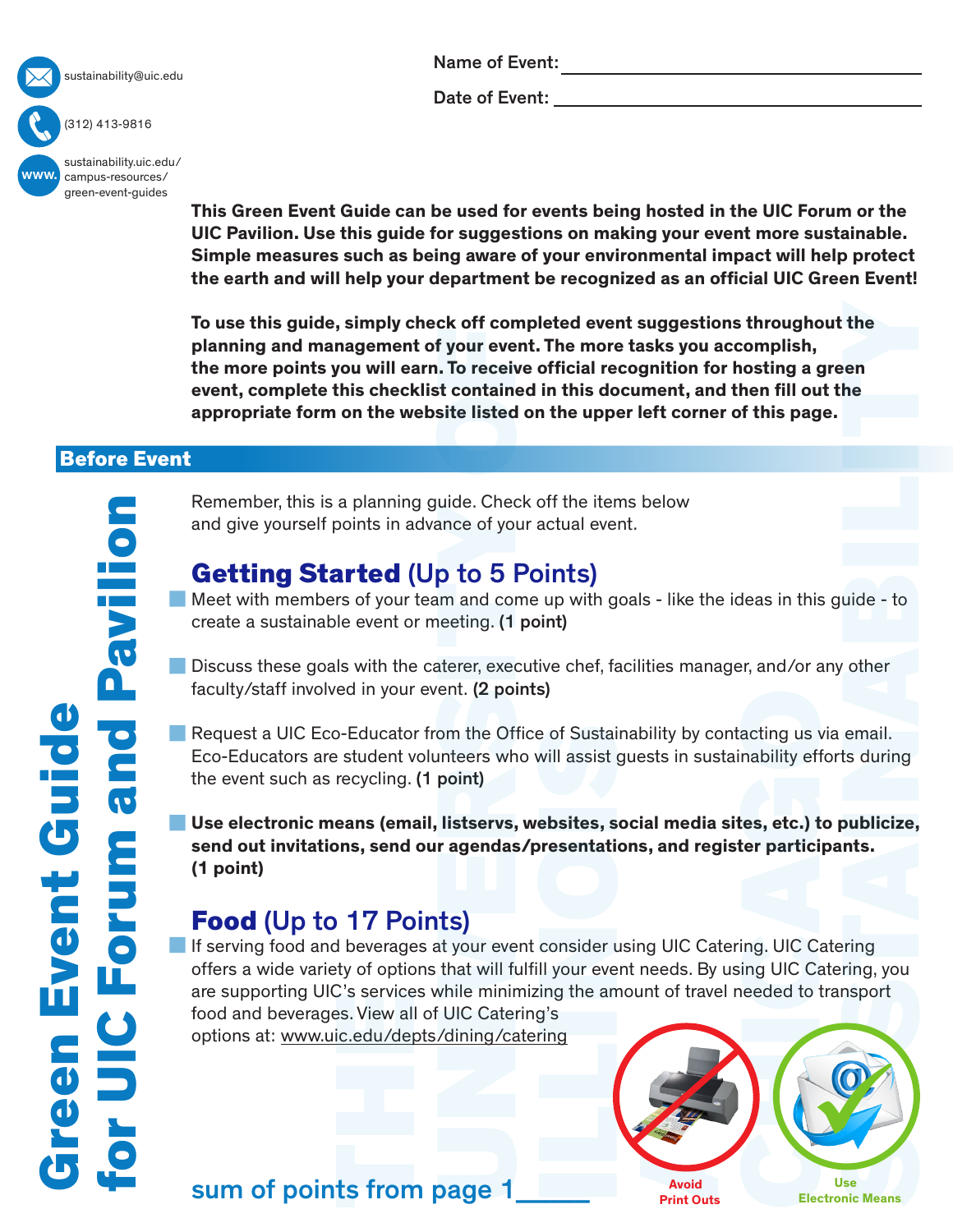# Green Event Guide for UIC Forum and Pavilion

sustainability@uic.edu

(312) 413-9816

sustainability.uic.edu/campus-resources/green-event-guides

Name of Event: ______________________

Date of Event: ______________________

**This Green Event Guide can be used for events being hosted in the UIC Forum or the UIC Pavilion. Use this guide for suggestions on making your event more sustainable. Simple measures such as being aware of your environmental impact will help protect the earth and will help your department be recognized as an official UIC Green Event!**

**To use this guide, simply check off completed event suggestions throughout the planning and management of your event. The more tasks you accomplish, the more points you will earn. To receive official recognition for hosting a green event, complete this checklist contained in this document, and then fill out the appropriate form on the website listed on the upper left corner of this page.**

## Before Event

Remember, this is a planning guide. Check off the items below and give yourself points in advance of your actual event.

### Getting Started (Up to 5 Points)

- Meet with members of your team and come up with goals - like the ideas in this guide - to create a sustainable event or meeting. **(1 point)**
- Discuss these goals with the caterer, executive chef, facilities manager, and/or any other faculty/staff involved in your event. **(2 points)**
- Request a UIC Eco-Educator from the Office of Sustainability by contacting us via email. Eco-Educators are student volunteers who will assist guests in sustainability efforts during the event such as recycling. **(1 point)**
- **Use electronic means (email, listservs, websites, social media sites, etc.) to publicize, send out invitations, send our agendas/presentations, and register participants. (1 point)**

### Food (Up to 17 Points)

- If serving food and beverages at your event consider using UIC Catering. UIC Catering offers a wide variety of options that will fulfill your event needs. By using UIC Catering, you are supporting UIC's services while minimizing the amount of travel needed to transport food and beverages. View all of UIC Catering's options at: www.uic.edu/depts/dining/catering

Avoid Print Outs

Use Electronic Means

sum of points from page 1______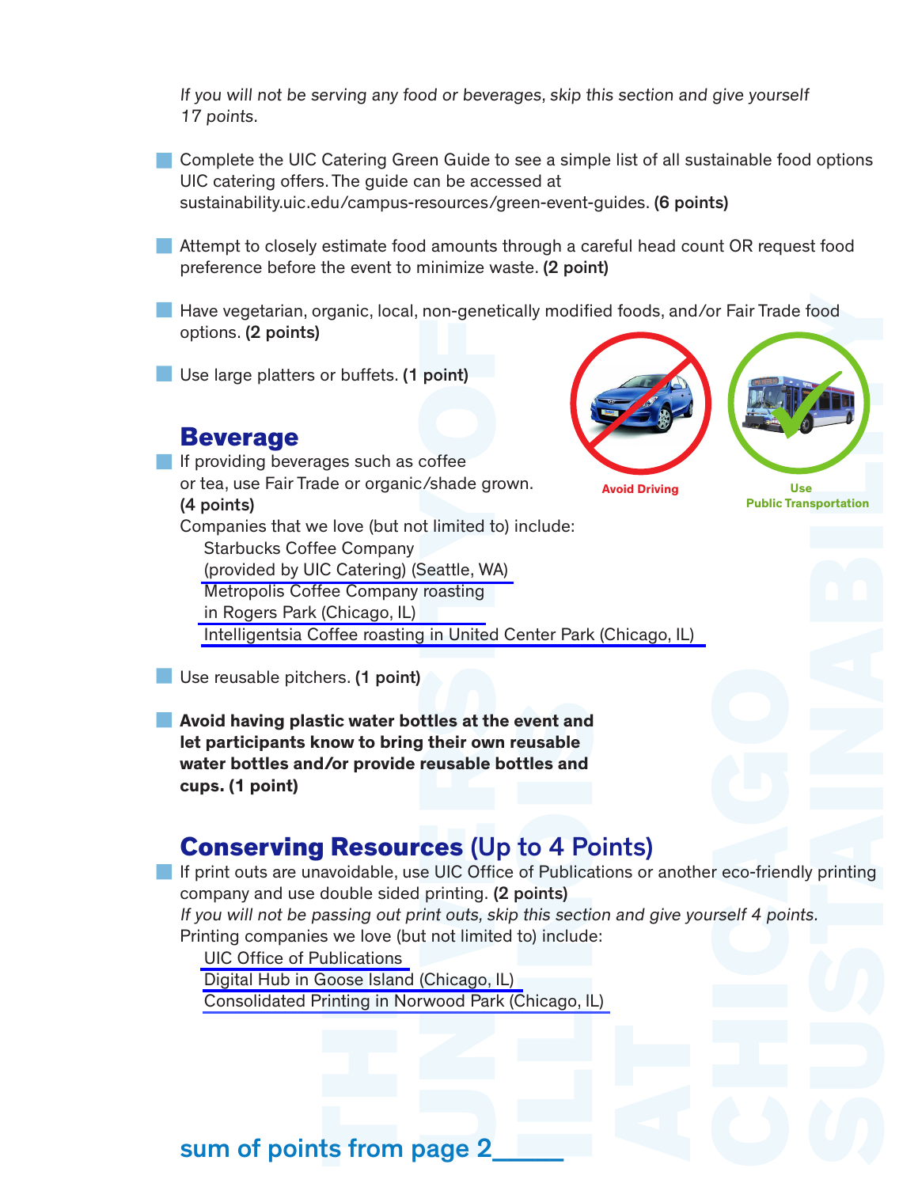*If you will not be serving any food or beverages, skip this section and give yourself 17 points.*

- Complete the UIC Catering Green Guide to see a simple list of all sustainable food options UIC catering offers. The guide can be accessed at sustainability.uic.edu/campus-resources/green-event-guides. **(6 points)**

- Attempt to closely estimate food amounts through a careful head count OR request food preference before the event to minimize waste. **(2 point)**

- Have vegetarian, organic, local, non-genetically modified foods, and/or Fair Trade food options. **(2 points)**

- Use large platters or buffets. **(1 point)**

Avoid Driving

Use Public Transportation

## Beverage

- If providing beverages such as coffee or tea, use Fair Trade or organic/shade grown. **(4 points)**
  Companies that we love (but not limited to) include:
  - Starbucks Coffee Company (provided by UIC Catering) (Seattle, WA)
  - Metropolis Coffee Company roasting in Rogers Park (Chicago, IL)
  - Intelligentsia Coffee roasting in United Center Park (Chicago, IL)

- Use reusable pitchers. **(1 point)**

- **Avoid having plastic water bottles at the event and let participants know to bring their own reusable water bottles and/or provide reusable bottles and cups. (1 point)**

## Conserving Resources (Up to 4 Points)

- If print outs are unavoidable, use UIC Office of Publications or another eco-friendly printing company and use double sided printing. **(2 points)**
  *If you will not be passing out print outs, skip this section and give yourself 4 points.*
  Printing companies we love (but not limited to) include:
  - UIC Office of Publications
  - Digital Hub in Goose Island (Chicago, IL)
  - Consolidated Printing in Norwood Park (Chicago, IL)

**sum of points from page 2_____**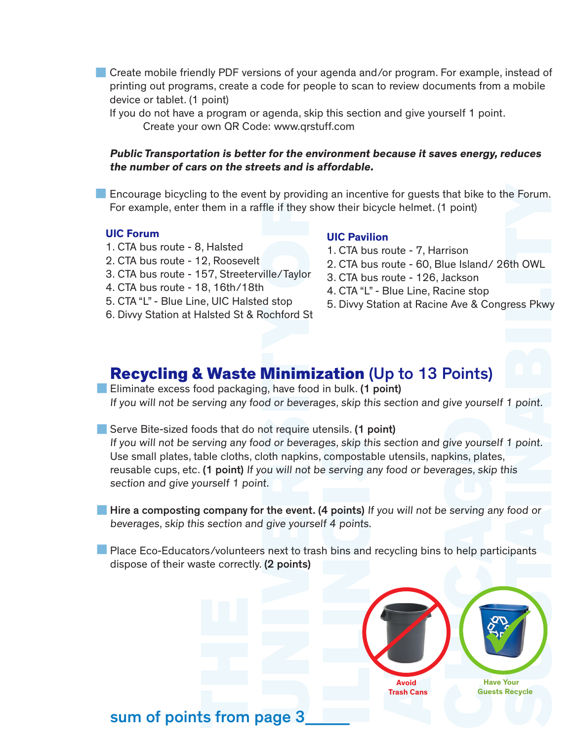- Create mobile friendly PDF versions of your agenda and/or program. For example, instead of printing out programs, create a code for people to scan to review documents from a mobile device or tablet. (1 point)
  If you do not have a program or agenda, skip this section and give yourself 1 point.
  Create your own QR Code: www.qrstuff.com

***Public Transportation is better for the environment because it saves energy, reduces the number of cars on the streets and is affordable.***

- Encourage bicycling to the event by providing an incentive for guests that bike to the Forum. For example, enter them in a raffle if they show their bicycle helmet. (1 point)

### UIC Forum

1. CTA bus route - 8, Halsted
2. CTA bus route - 12, Roosevelt
3. CTA bus route - 157, Streeterville/Taylor
4. CTA bus route - 18, 16th/18th
5. CTA “L” - Blue Line, UIC Halsted stop
6. Divvy Station at Halsted St & Rochford St

### UIC Pavilion

1. CTA bus route - 7, Harrison
2. CTA bus route - 60, Blue Island/ 26th OWL
3. CTA bus route - 126, Jackson
4. CTA “L” - Blue Line, Racine stop
5. Divvy Station at Racine Ave & Congress Pkwy

## Recycling & Waste Minimization (Up to 13 Points)

- Eliminate excess food packaging, have food in bulk. **(1 point)**
  *If you will not be serving any food or beverages, skip this section and give yourself 1 point.*

- Serve Bite-sized foods that do not require utensils. **(1 point)**
  *If you will not be serving any food or beverages, skip this section and give yourself 1 point.*
  Use small plates, table cloths, cloth napkins, compostable utensils, napkins, plates, reusable cups, etc. **(1 point)** *If you will not be serving any food or beverages, skip this section and give yourself 1 point.*

- **Hire a composting company for the event. (4 points)** *If you will not be serving any food or beverages, skip this section and give yourself 4 points.*

- Place Eco-Educators/volunteers next to trash bins and recycling bins to help participants dispose of their waste correctly. **(2 points)**

Avoid Trash Cans

Have Your Guests Recycle

sum of points from page 3_____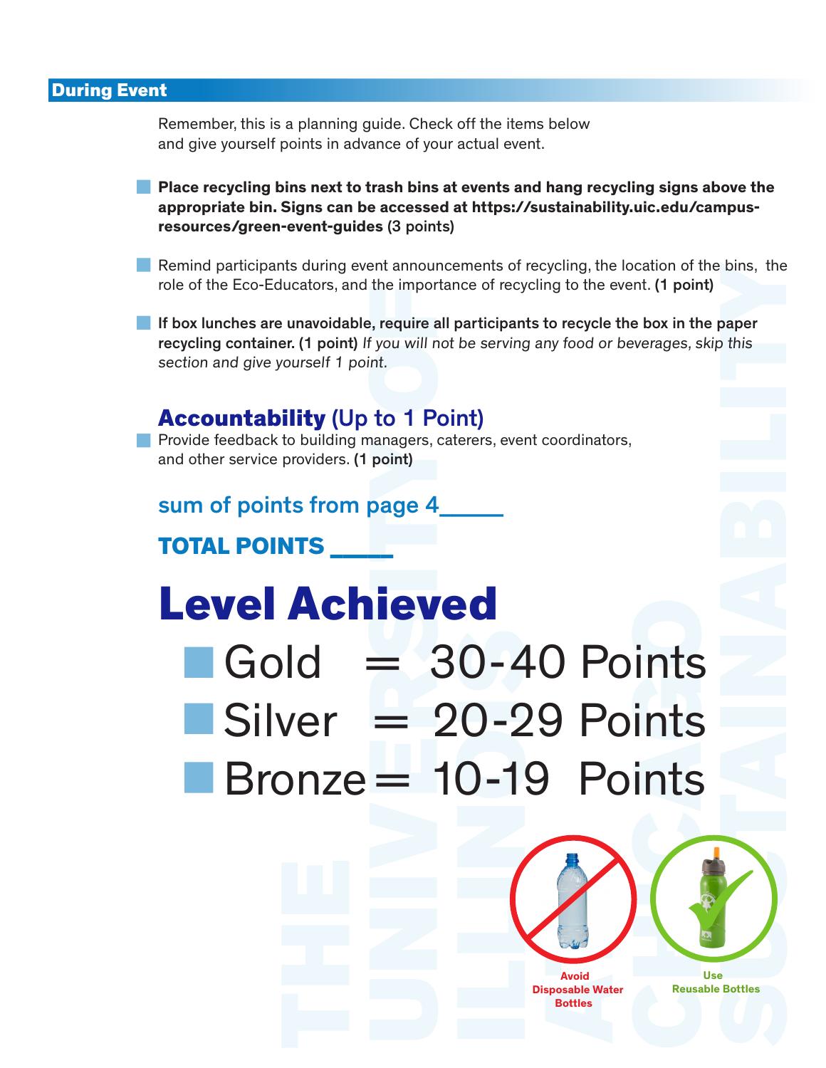## During Event

Remember, this is a planning guide. Check off the items below and give yourself points in advance of your actual event.

- **Place recycling bins next to trash bins at events and hang recycling signs above the appropriate bin. Signs can be accessed at https://sustainability.uic.edu/campus-resources/green-event-guides** (3 points)
- Remind participants during event announcements of recycling, the location of the bins, the role of the Eco-Educators, and the importance of recycling to the event. **(1 point)**
- **If box lunches are unavoidable, require all participants to recycle the box in the paper recycling container. (1 point)** *If you will not be serving any food or beverages, skip this section and give yourself 1 point.*

### **Accountability** (Up to 1 Point)

- Provide feedback to building managers, caterers, event coordinators, and other service providers. **(1 point)**

sum of points from page 4_____

**TOTAL POINTS _____**

# Level Achieved

- Gold = 30-40 Points
- Silver = 20-29 Points
- Bronze = 10-19 Points

Avoid Disposable Water Bottles

Use Reusable Bottles